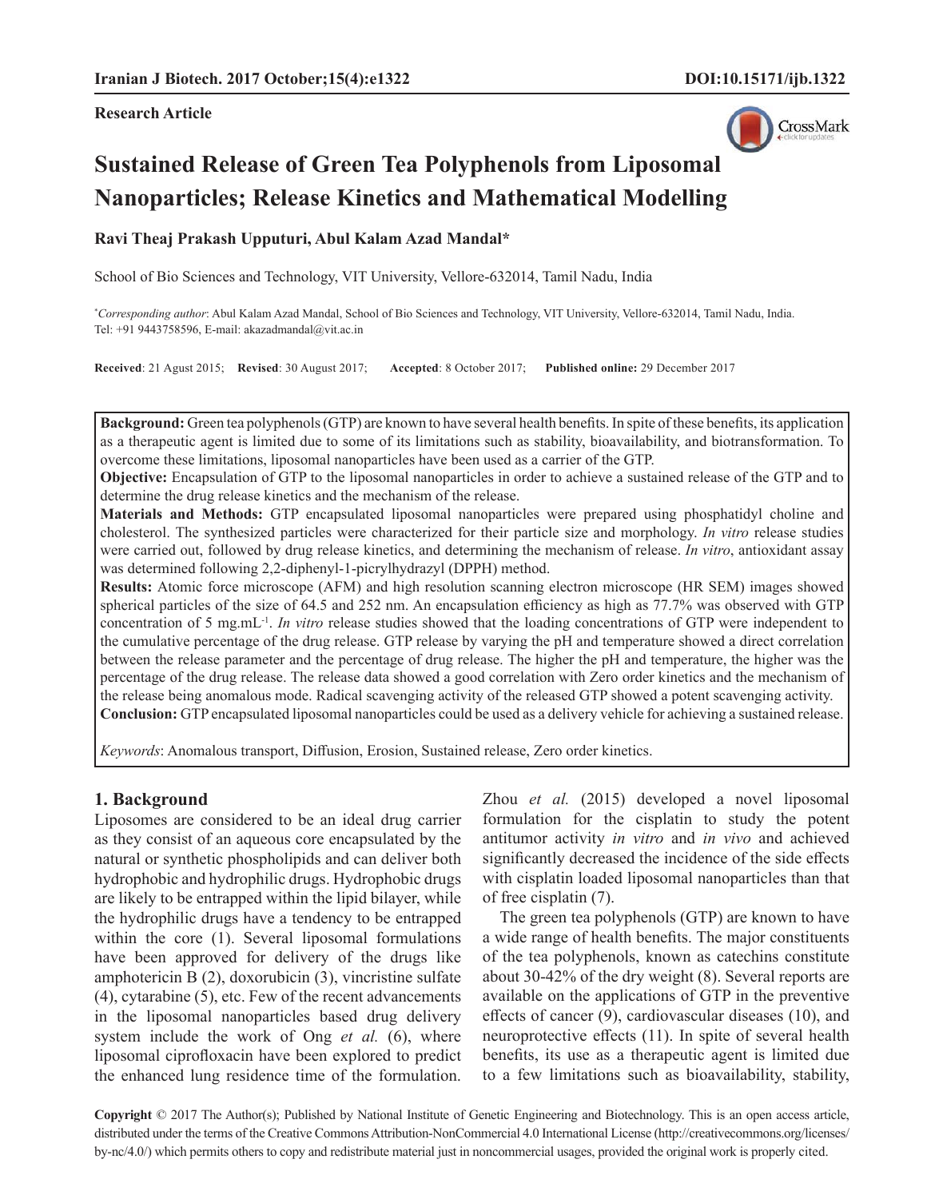**Research Article**

# Sustained Release of Green Tea Polyphenols from Liposomal Nanoparticles; Release Kinetics and Mathematical Modelling

**Ravi Theaj Prakash Upputuri, Abul Kalam Azad Mandal***

School of Bio Sciences and Technology, VIT University, Vellore-632014, Tamil Nadu, India

**Corresponding author*: Abul Kalam Azad Mandal, School of Bio Sciences and Technology, VIT University, Vellore-632014, Tamil Nadu, India. Tel: +91 9443758596, E-mail: akazadmandal@vit.ac.in

**Received**: 21 Agust 2015; **Revised**: 30 August 2017; **Accepted**: 8 October 2017; **Published online:** 29 December 2017

**Background:** Green tea polyphenols (GTP) are known to have several health benefits. In spite of these benefits, its application as a therapeutic agent is limited due to some of its limitations such as stability, bioavailability, and biotransformation. To overcome these limitations, liposomal nanoparticles have been used as a carrier of the GTP.

**Objective:** Encapsulation of GTP to the liposomal nanoparticles in order to achieve a sustained release of the GTP and to determine the drug release kinetics and the mechanism of the release.

**Materials and Methods:** GTP encapsulated liposomal nanoparticles were prepared using phosphatidyl choline and cholesterol. The synthesized particles were characterized for their particle size and morphology. *In vitro* release studies were carried out, followed by drug release kinetics, and determining the mechanism of release. *In vitro*, antioxidant assay was determined following 2,2-diphenyl-1-picrylhydrazyl (DPPH) method.

**Results:** Atomic force microscope (AFM) and high resolution scanning electron microscope (HR SEM) images showed spherical particles of the size of 64.5 and 252 nm. An encapsulation efficiency as high as 77.7% was observed with GTP concentration of 5 mg.mL$^{-1}$. *In vitro* release studies showed that the loading concentrations of GTP were independent to the cumulative percentage of the drug release. GTP release by varying the pH and temperature showed a direct correlation between the release parameter and the percentage of drug release. The higher the pH and temperature, the higher was the percentage of the drug release. The release data showed a good correlation with Zero order kinetics and the mechanism of the release being anomalous mode. Radical scavenging activity of the released GTP showed a potent scavenging activity.

**Conclusion:** GTP encapsulated liposomal nanoparticles could be used as a delivery vehicle for achieving a sustained release.

*Keywords*: Anomalous transport, Diffusion, Erosion, Sustained release, Zero order kinetics.

## 1. Background

Liposomes are considered to be an ideal drug carrier as they consist of an aqueous core encapsulated by the natural or synthetic phospholipids and can deliver both hydrophobic and hydrophilic drugs. Hydrophobic drugs are likely to be entrapped within the lipid bilayer, while the hydrophilic drugs have a tendency to be entrapped within the core (1). Several liposomal formulations have been approved for delivery of the drugs like amphotericin B (2), doxorubicin (3), vincristine sulfate (4), cytarabine (5), etc. Few of the recent advancements in the liposomal nanoparticles based drug delivery system include the work of Ong *et al.* (6), where liposomal ciprofloxacin have been explored to predict the enhanced lung residence time of the formulation. Zhou *et al.* (2015) developed a novel liposomal formulation for the cisplatin to study the potent antitumor activity *in vitro* and *in vivo* and achieved significantly decreased the incidence of the side effects with cisplatin loaded liposomal nanoparticles than that of free cisplatin (7).

The green tea polyphenols (GTP) are known to have a wide range of health benefits. The major constituents of the tea polyphenols, known as catechins constitute about 30-42% of the dry weight (8). Several reports are available on the applications of GTP in the preventive effects of cancer (9), cardiovascular diseases (10), and neuroprotective effects (11). In spite of several health benefits, its use as a therapeutic agent is limited due to a few limitations such as bioavailability, stability,

**Copyright** © 2017 The Author(s); Published by National Institute of Genetic Engineering and Biotechnology. This is an open access article, distributed under the terms of the Creative Commons Attribution-NonCommercial 4.0 International License (http://creativecommons.org/licenses/by-nc/4.0/) which permits others to copy and redistribute material just in noncommercial usages, provided the original work is properly cited.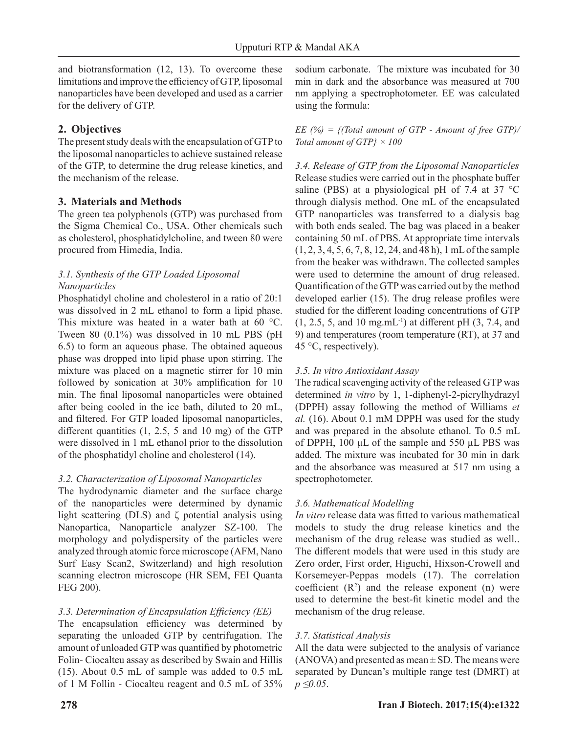and biotransformation (12, 13). To overcome these limitations and improve the efficiency of GTP, liposomal nanoparticles have been developed and used as a carrier for the delivery of GTP.

## 2. Objectives

The present study deals with the encapsulation of GTP to the liposomal nanoparticles to achieve sustained release of the GTP, to determine the drug release kinetics, and the mechanism of the release.

## 3. Materials and Methods

The green tea polyphenols (GTP) was purchased from the Sigma Chemical Co., USA. Other chemicals such as cholesterol, phosphatidylcholine, and tween 80 were procured from Himedia, India.

### *3.1. Synthesis of the GTP Loaded Liposomal Nanoparticles*

Phosphatidyl choline and cholesterol in a ratio of 20:1 was dissolved in 2 mL ethanol to form a lipid phase. This mixture was heated in a water bath at 60 °C. Tween 80 (0.1%) was dissolved in 10 mL PBS (pH 6.5) to form an aqueous phase. The obtained aqueous phase was dropped into lipid phase upon stirring. The mixture was placed on a magnetic stirrer for 10 min followed by sonication at 30% amplification for 10 min. The final liposomal nanoparticles were obtained after being cooled in the ice bath, diluted to 20 mL, and filtered. For GTP loaded liposomal nanoparticles, different quantities (1, 2.5, 5 and 10 mg) of the GTP were dissolved in 1 mL ethanol prior to the dissolution of the phosphatidyl choline and cholesterol (14).

### *3.2. Characterization of Liposomal Nanoparticles*

The hydrodynamic diameter and the surface charge of the nanoparticles were determined by dynamic light scattering (DLS) and ζ potential analysis using Nanopartica, Nanoparticle analyzer SZ-100. The morphology and polydispersity of the particles were analyzed through atomic force microscope (AFM, Nano Surf Easy Scan2, Switzerland) and high resolution scanning electron microscope (HR SEM, FEI Quanta FEG 200).

### *3.3. Determination of Encapsulation Efficiency (EE)*

The encapsulation efficiency was determined by separating the unloaded GTP by centrifugation. The amount of unloaded GTP was quantified by photometric Folin- Ciocalteu assay as described by Swain and Hillis (15). About 0.5 mL of sample was added to 0.5 mL of 1 M Follin - Ciocalteu reagent and 0.5 mL of 35% sodium carbonate. The mixture was incubated for 30 min in dark and the absorbance was measured at 700 nm applying a spectrophotometer. EE was calculated using the formula:

*EE (%) = {(Total amount of GTP - Amount of free GTP)/ Total amount of GTP} × 100*

### *3.4. Release of GTP from the Liposomal Nanoparticles*

Release studies were carried out in the phosphate buffer saline (PBS) at a physiological pH of 7.4 at 37 °C through dialysis method. One mL of the encapsulated GTP nanoparticles was transferred to a dialysis bag with both ends sealed. The bag was placed in a beaker containing 50 mL of PBS. At appropriate time intervals (1, 2, 3, 4, 5, 6, 7, 8, 12, 24, and 48 h), 1 mL of the sample from the beaker was withdrawn. The collected samples were used to determine the amount of drug released. Quantification of the GTP was carried out by the method developed earlier (15). The drug release profiles were studied for the different loading concentrations of GTP (1, 2.5, 5, and 10 $mg.mL^{-1}$) at different pH (3, 7.4, and 9) and temperatures (room temperature (RT), at 37 and 45 °C, respectively).

### *3.5. In vitro Antioxidant Assay*

The radical scavenging activity of the released GTP was determined *in vitro* by 1, 1-diphenyl-2-picrylhydrazyl (DPPH) assay following the method of Williams *et al.* (16). About 0.1 mM DPPH was used for the study and was prepared in the absolute ethanol. To 0.5 mL of DPPH, 100 µL of the sample and 550 µL PBS was added. The mixture was incubated for 30 min in dark and the absorbance was measured at 517 nm using a spectrophotometer.

### *3.6. Mathematical Modelling*

*In vitro* release data was fitted to various mathematical models to study the drug release kinetics and the mechanism of the drug release was studied as well.. The different models that were used in this study are Zero order, First order, Higuchi, Hixson-Crowell and Korsemeyer-Peppas models (17). The correlation coefficient ($R^2$) and the release exponent (n) were used to determine the best-fit kinetic model and the mechanism of the drug release.

### *3.7. Statistical Analysis*

All the data were subjected to the analysis of variance (ANOVA) and presented as mean ± SD. The means were separated by Duncan's multiple range test (DMRT) at $p \leq 0.05$.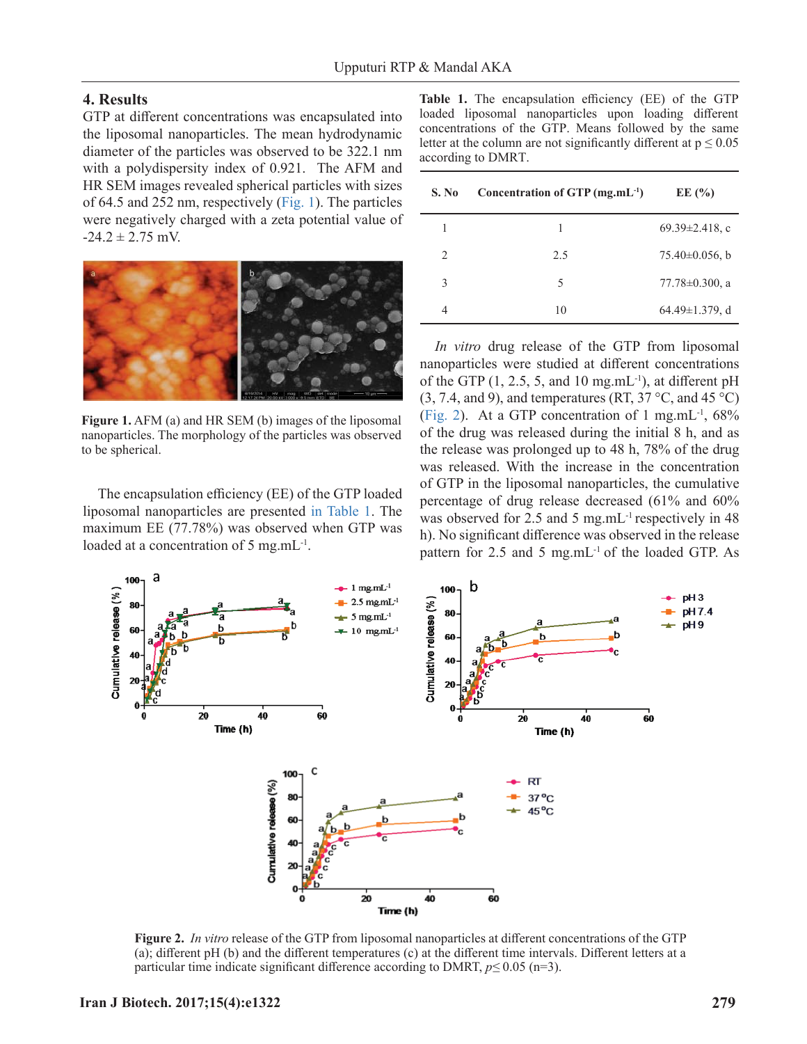## 4. Results

GTP at different concentrations was encapsulated into the liposomal nanoparticles. The mean hydrodynamic diameter of the particles was observed to be 322.1 nm with a polydispersity index of 0.921. The AFM and HR SEM images revealed spherical particles with sizes of 64.5 and 252 nm, respectively (Fig. 1). The particles were negatively charged with a zeta potential value of -24.2 ± 2.75 mV.

**Figure 1.** AFM (a) and HR SEM (b) images of the liposomal nanoparticles. The morphology of the particles was observed to be spherical.

The encapsulation efficiency (EE) of the GTP loaded liposomal nanoparticles are presented in Table 1. The maximum EE (77.78%) was observed when GTP was loaded at a concentration of 5 mg.mL$^{-1}$.

**Table 1.** The encapsulation efficiency (EE) of the GTP loaded liposomal nanoparticles upon loading different concentrations of the GTP. Means followed by the same letter at the column are not significantly different at $p \leq 0.05$ according to DMRT.

| S. No | Concentration of GTP (mg.mL$^{-1}$) | EE (%) |
|---|---|---|
| 1 | 1 | 69.39±2.418, c |
| 2 | 2.5 | 75.40±0.056, b |
| 3 | 5 | 77.78±0.300, a |
| 4 | 10 | 64.49±1.379, d |

*In vitro* drug release of the GTP from liposomal nanoparticles were studied at different concentrations of the GTP (1, 2.5, 5, and 10 mg.mL$^{-1}$), at different pH (3, 7.4, and 9), and temperatures (RT, 37 °C, and 45 °C) (Fig. 2). At a GTP concentration of 1 mg.mL$^{-1}$, 68% of the drug was released during the initial 8 h, and as the release was prolonged up to 48 h, 78% of the drug was released. With the increase in the concentration of GTP in the liposomal nanoparticles, the cumulative percentage of drug release decreased (61% and 60% was observed for 2.5 and 5 mg.mL$^{-1}$ respectively in 48 h). No significant difference was observed in the release pattern for 2.5 and 5 mg.mL$^{-1}$ of the loaded GTP. As

**Figure 2.** *In vitro* release of the GTP from liposomal nanoparticles at different concentrations of the GTP (a); different pH (b) and the different temperatures (c) at the different time intervals. Different letters at a particular time indicate significant difference according to DMRT, $p \leq 0.05$ (n=3).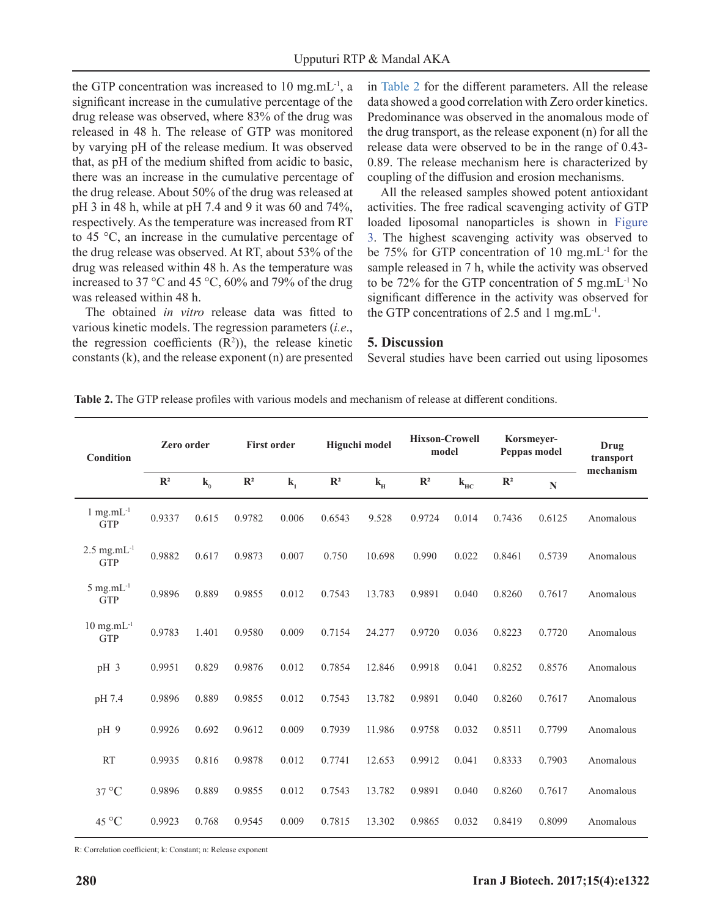the GTP concentration was increased to 10 mg.mL$^{-1}$, a significant increase in the cumulative percentage of the drug release was observed, where 83% of the drug was released in 48 h. The release of GTP was monitored by varying pH of the release medium. It was observed that, as pH of the medium shifted from acidic to basic, there was an increase in the cumulative percentage of the drug release. About 50% of the drug was released at pH 3 in 48 h, while at pH 7.4 and 9 it was 60 and 74%, respectively. As the temperature was increased from RT to 45 °C, an increase in the cumulative percentage of the drug release was observed. At RT, about 53% of the drug was released within 48 h. As the temperature was increased to 37 °C and 45 °C, 60% and 79% of the drug was released within 48 h.

The obtained *in vitro* release data was fitted to various kinetic models. The regression parameters (*i.e*., the regression coefficients ($R^2$)), the release kinetic constants (k), and the release exponent (n) are presented in Table 2 for the different parameters. All the release data showed a good correlation with Zero order kinetics. Predominance was observed in the anomalous mode of the drug transport, as the release exponent (n) for all the release data were observed to be in the range of 0.43-0.89. The release mechanism here is characterized by coupling of the diffusion and erosion mechanisms.

All the released samples showed potent antioxidant activities. The free radical scavenging activity of GTP loaded liposomal nanoparticles is shown in Figure 3. The highest scavenging activity was observed to be 75% for GTP concentration of 10 mg.mL$^{-1}$ for the sample released in 7 h, while the activity was observed to be 72% for the GTP concentration of 5 mg.mL$^{-1}$ No significant difference in the activity was observed for the GTP concentrations of 2.5 and 1 mg.mL$^{-1}$.

## 5. Discussion

Several studies have been carried out using liposomes

**Table 2.** The GTP release profiles with various models and mechanism of release at different conditions.

| Condition | Zero order | | First order | | Higuchi model | | Hixson-Crowell model | | Korsmeyer-Peppas model | | Drug transport mechanism |
|---|---|---|---|---|---|---|---|---|---|---|---|
| | $R^2$ | $k_0$ | $R^2$ | $k_1$ | $R^2$ | $k_H$ | $R^2$ | $k_{HC}$ | $R^2$ | N | |
| 1 mg.mL$^{-1}$ GTP | 0.9337 | 0.615 | 0.9782 | 0.006 | 0.6543 | 9.528 | 0.9724 | 0.014 | 0.7436 | 0.6125 | Anomalous |
| 2.5 mg.mL$^{-1}$ GTP | 0.9882 | 0.617 | 0.9873 | 0.007 | 0.750 | 10.698 | 0.990 | 0.022 | 0.8461 | 0.5739 | Anomalous |
| 5 mg.mL$^{-1}$ GTP | 0.9896 | 0.889 | 0.9855 | 0.012 | 0.7543 | 13.783 | 0.9891 | 0.040 | 0.8260 | 0.7617 | Anomalous |
| 10 mg.mL$^{-1}$ GTP | 0.9783 | 1.401 | 0.9580 | 0.009 | 0.7154 | 24.277 | 0.9720 | 0.036 | 0.8223 | 0.7720 | Anomalous |
| pH 3 | 0.9951 | 0.829 | 0.9876 | 0.012 | 0.7854 | 12.846 | 0.9918 | 0.041 | 0.8252 | 0.8576 | Anomalous |
| pH 7.4 | 0.9896 | 0.889 | 0.9855 | 0.012 | 0.7543 | 13.782 | 0.9891 | 0.040 | 0.8260 | 0.7617 | Anomalous |
| pH 9 | 0.9926 | 0.692 | 0.9612 | 0.009 | 0.7939 | 11.986 | 0.9758 | 0.032 | 0.8511 | 0.7799 | Anomalous |
| RT | 0.9935 | 0.816 | 0.9878 | 0.012 | 0.7741 | 12.653 | 0.9912 | 0.041 | 0.8333 | 0.7903 | Anomalous |
| 37 °C | 0.9896 | 0.889 | 0.9855 | 0.012 | 0.7543 | 13.782 | 0.9891 | 0.040 | 0.8260 | 0.7617 | Anomalous |
| 45 °C | 0.9923 | 0.768 | 0.9545 | 0.009 | 0.7815 | 13.302 | 0.9865 | 0.032 | 0.8419 | 0.8099 | Anomalous |

R: Correlation coefficient; k: Constant; n: Release exponent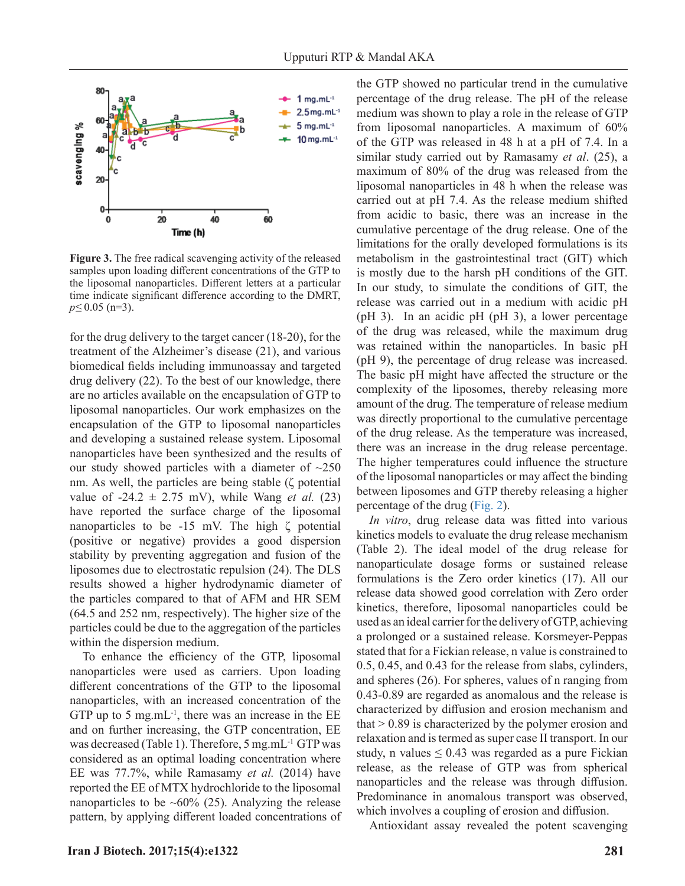Figure 3. The free radical scavenging activity of the released samples upon loading different concentrations of the GTP to the liposomal nanoparticles. Different letters at a particular time indicate significant difference according to the DMRT, $p \leq 0.05$ (n=3).

for the drug delivery to the target cancer (18-20), for the treatment of the Alzheimer's disease (21), and various biomedical fields including immunoassay and targeted drug delivery (22). To the best of our knowledge, there are no articles available on the encapsulation of GTP to liposomal nanoparticles. Our work emphasizes on the encapsulation of the GTP to liposomal nanoparticles and developing a sustained release system. Liposomal nanoparticles have been synthesized and the results of our study showed particles with a diameter of ~250 nm. As well, the particles are being stable (ζ potential value of -24.2 ± 2.75 mV), while Wang *et al.* (23) have reported the surface charge of the liposomal nanoparticles to be -15 mV. The high ζ potential (positive or negative) provides a good dispersion stability by preventing aggregation and fusion of the liposomes due to electrostatic repulsion (24). The DLS results showed a higher hydrodynamic diameter of the particles compared to that of AFM and HR SEM (64.5 and 252 nm, respectively). The higher size of the particles could be due to the aggregation of the particles within the dispersion medium.

To enhance the efficiency of the GTP, liposomal nanoparticles were used as carriers. Upon loading different concentrations of the GTP to the liposomal nanoparticles, with an increased concentration of the GTP up to 5 $mg.mL^{-1}$, there was an increase in the EE and on further increasing, the GTP concentration, EE was decreased (Table 1). Therefore, 5 $mg.mL^{-1}$ GTP was considered as an optimal loading concentration where EE was 77.7%, while Ramasamy *et al.* (2014) have reported the EE of MTX hydrochloride to the liposomal nanoparticles to be ~60% (25). Analyzing the release pattern, by applying different loaded concentrations of the GTP showed no particular trend in the cumulative percentage of the drug release. The pH of the release medium was shown to play a role in the release of GTP from liposomal nanoparticles. A maximum of 60% of the GTP was released in 48 h at a pH of 7.4. In a similar study carried out by Ramasamy *et al*. (25), a maximum of 80% of the drug was released from the liposomal nanoparticles in 48 h when the release was carried out at pH 7.4. As the release medium shifted from acidic to basic, there was an increase in the cumulative percentage of the drug release. One of the limitations for the orally developed formulations is its metabolism in the gastrointestinal tract (GIT) which is mostly due to the harsh pH conditions of the GIT. In our study, to simulate the conditions of GIT, the release was carried out in a medium with acidic pH (pH 3). In an acidic pH (pH 3), a lower percentage of the drug was released, while the maximum drug was retained within the nanoparticles. In basic pH (pH 9), the percentage of drug release was increased. The basic pH might have affected the structure or the complexity of the liposomes, thereby releasing more amount of the drug. The temperature of release medium was directly proportional to the cumulative percentage of the drug release. As the temperature was increased, there was an increase in the drug release percentage. The higher temperatures could influence the structure of the liposomal nanoparticles or may affect the binding between liposomes and GTP thereby releasing a higher percentage of the drug (Fig. 2).

*In vitro*, drug release data was fitted into various kinetics models to evaluate the drug release mechanism (Table 2). The ideal model of the drug release for nanoparticulate dosage forms or sustained release formulations is the Zero order kinetics (17). All our release data showed good correlation with Zero order kinetics, therefore, liposomal nanoparticles could be used as an ideal carrier for the delivery of GTP, achieving a prolonged or a sustained release. Korsmeyer-Peppas stated that for a Fickian release, n value is constrained to 0.5, 0.45, and 0.43 for the release from slabs, cylinders, and spheres (26). For spheres, values of n ranging from 0.43-0.89 are regarded as anomalous and the release is characterized by diffusion and erosion mechanism and that > 0.89 is characterized by the polymer erosion and relaxation and is termed as super case II transport. In our study, n values ≤ 0.43 was regarded as a pure Fickian release, as the release of GTP was from spherical nanoparticles and the release was through diffusion. Predominance in anomalous transport was observed, which involves a coupling of erosion and diffusion.

Antioxidant assay revealed the potent scavenging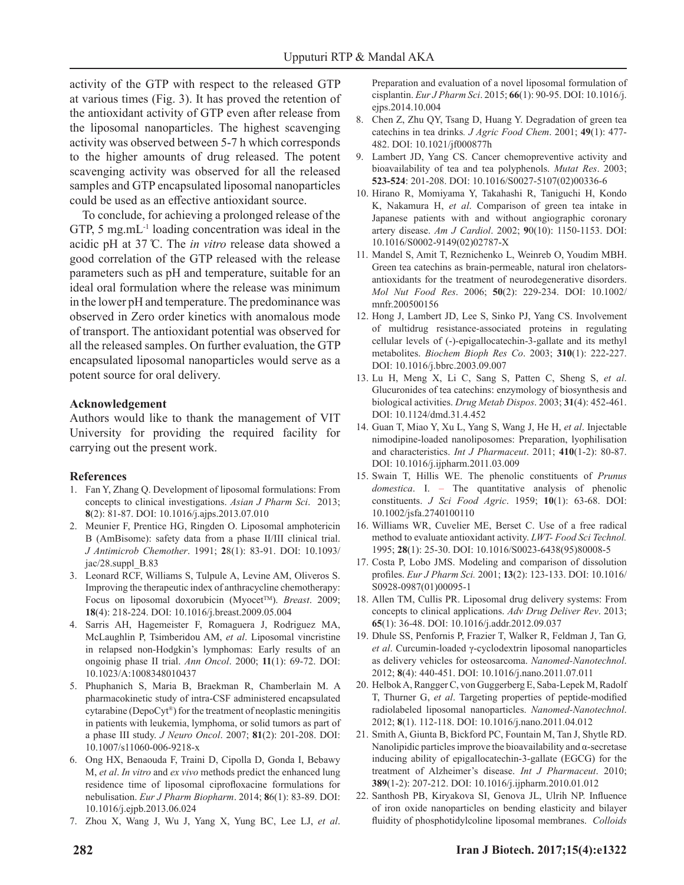activity of the GTP with respect to the released GTP at various times (Fig. 3). It has proved the retention of the antioxidant activity of GTP even after release from the liposomal nanoparticles. The highest scavenging activity was observed between 5-7 h which corresponds to the higher amounts of drug released. The potent scavenging activity was observed for all the released samples and GTP encapsulated liposomal nanoparticles could be used as an effective antioxidant source.

To conclude, for achieving a prolonged release of the GTP, 5 mg.mL$^{-1}$ loading concentration was ideal in the acidic pH at 37 ℃. The *in vitro* release data showed a good correlation of the GTP released with the release parameters such as pH and temperature, suitable for an ideal oral formulation where the release was minimum in the lower pH and temperature. The predominance was observed in Zero order kinetics with anomalous mode of transport. The antioxidant potential was observed for all the released samples. On further evaluation, the GTP encapsulated liposomal nanoparticles would serve as a potent source for oral delivery.

## Acknowledgement

Authors would like to thank the management of VIT University for providing the required facility for carrying out the present work.

## References

1. Fan Y, Zhang Q. Development of liposomal formulations: From concepts to clinical investigations. *Asian J Pharm Sci*. 2013; **8**(2): 81-87. DOI: 10.1016/j.ajps.2013.07.010
2. Meunier F, Prentice HG, Ringden O. Liposomal amphotericin B (AmBisome): safety data from a phase II/III clinical trial. *J Antimicrob Chemother*. 1991; **2**8(1): 83-91. DOI: 10.1093/jac/28.suppl_B.83
3. Leonard RCF, Williams S, Tulpule A, Levine AM, Oliveros S. Improving the therapeutic index of anthracycline chemotherapy: Focus on liposomal doxorubicin (Myocet™). *Breast*. 2009; **18**(4): 218-224. DOI: 10.1016/j.breast.2009.05.004
4. Sarris AH, Hagemeister F, Romaguera J, Rodriguez MA, McLaughlin P, Tsimberidou AM, *et al*. Liposomal vincristine in relapsed non-Hodgkin's lymphomas: Early results of an ongoinig phase II trial. *Ann Oncol*. 2000; **11**(1): 69-72. DOI: 10.1023/A:1008348010437
5. Phuphanich S, Maria B, Braekman R, Chamberlain M. A pharmacokinetic study of intra-CSF administered encapsulated cytarabine (DepoCyt®) for the treatment of neoplastic meningitis in patients with leukemia, lymphoma, or solid tumors as part of a phase III study. *J Neuro Oncol*. 2007; **81**(2): 201-208. DOI: 10.1007/s11060-006-9218-x
6. Ong HX, Benaouda F, Traini D, Cipolla D, Gonda I, Bebawy M, *et al*. *In vitro* and *ex vivo* methods predict the enhanced lung residence time of liposomal ciprofloxacine formulations for nebulisation. *Eur J Pharm Biopharm*. 2014; **8**6(1): 83-89. DOI: 10.1016/j.ejpb.2013.06.024
7. Zhou X, Wang J, Wu J, Yang X, Yung BC, Lee LJ, *et al*. Preparation and evaluation of a novel liposomal formulation of cisplantin. *Eur J Pharm Sci*. 2015; **66**(1): 90-95. DOI: 10.1016/j.ejps.2014.10.004
8. Chen Z, Zhu QY, Tsang D, Huang Y. Degradation of green tea catechins in tea drinks*. J Agric Food Chem*. 2001; **49**(1): 477-482. DOI: 10.1021/jf000877h
9. Lambert JD, Yang CS. Cancer chemopreventive activity and bioavailability of tea and tea polyphenols. *Mutat Res*. 2003; **523-524**: 201-208. DOI: 10.1016/S0027-5107(02)00336-6
10. Hirano R, Momiyama Y, Takahashi R, Taniguchi H, Kondo K, Nakamura H, *et al*. Comparison of green tea intake in Japanese patients with and without angiographic coronary artery disease. *Am J Cardiol*. 2002; **9**0(10): 1150-1153. DOI: 10.1016/S0002-9149(02)02787-X
11. Mandel S, Amit T, Reznichenko L, Weinreb O, Youdim MBH. Green tea catechins as brain-permeable, natural iron chelators-antioxidants for the treatment of neurodegenerative disorders. *Mol Nut Food Res*. 2006; **50**(2): 229-234. DOI: 10.1002/mnfr.200500156
12. Hong J, Lambert JD, Lee S, Sinko PJ, Yang CS. Involvement of multidrug resistance-associated proteins in regulating cellular levels of (-)-epigallocatechin-3-gallate and its methyl metabolites. *Biochem Bioph Res Co*. 2003; **310**(1): 222-227. DOI: 10.1016/j.bbrc.2003.09.007
13. Lu H, Meng X, Li C, Sang S, Patten C, Sheng S, *et al*. Glucuronides of tea catechins: enzymology of biosynthesis and biological activities. *Drug Metab Dispos*. 2003; **31**(4): 452-461. DOI: 10.1124/dmd.31.4.452
14. Guan T, Miao Y, Xu L, Yang S, Wang J, He H, *et al*. Injectable nimodipine-loaded nanoliposomes: Preparation, lyophilisation and characteristics. *Int J Pharmaceut*. 2011; **410**(1-2): 80-87. DOI: 10.1016/j.ijpharm.2011.03.009
15. Swain T, Hillis WE. The phenolic constituents of *Prunus domestica*. I. – The quantitative analysis of phenolic constituents. *J Sci Food Agric*. 1959; **10**(1): 63-68. DOI: 10.1002/jsfa.2740100110
16. Williams WR, Cuvelier ME, Berset C. Use of a free radical method to evaluate antioxidant activity. *LWT- Food Sci Technol.* 1995; **28**(1): 25-30. DOI: 10.1016/S0023-6438(95)80008-5
17. Costa P, Lobo JMS. Modeling and comparison of dissolution profiles. *Eur J Pharm Sci.* 2001; **13**(2): 123-133. DOI: 10.1016/S0928-0987(01)00095-1
18. Allen TM, Cullis PR. Liposomal drug delivery systems: From concepts to clinical applications. *Adv Drug Deliver Rev*. 2013; **65**(1): 36-48. DOI: 10.1016/j.addr.2012.09.037
19. Dhule SS, Penfornis P, Frazier T, Walker R, Feldman J, Tan G*, et al*. Curcumin-loaded γ-cyclodextrin liposomal nanoparticles as delivery vehicles for osteosarcoma. *Nanomed-Nanotechnol*. 2012; **8**(4): 440-451. DOI: 10.1016/j.nano.2011.07.011
20. Helbok A, Rangger C, von Guggerberg E, Saba-Lepek M, Radolf T, Thurner G, *et al*. Targeting properties of peptide-modified radiolabeled liposomal nanoparticles. *Nanomed-Nanotechnol*. 2012; **8**(1). 112-118. DOI: 10.1016/j.nano.2011.04.012
21. Smith A, Giunta B, Bickford PC, Fountain M, Tan J, Shytle RD. Nanolipidic particles improve the bioavailability and α-secretase inducing ability of epigallocatechin-3-gallate (EGCG) for the treatment of Alzheimer's disease. *Int J Pharmaceut*. 2010; **389**(1-2): 207-212. DOI: 10.1016/j.ijpharm.2010.01.012
22. Santhosh PB, Kiryakova SI, Genova JL, Ulrih NP. Influence of iron oxide nanoparticles on bending elasticity and bilayer fluidity of phosphotidylcoline liposomal membranes. *Colloids*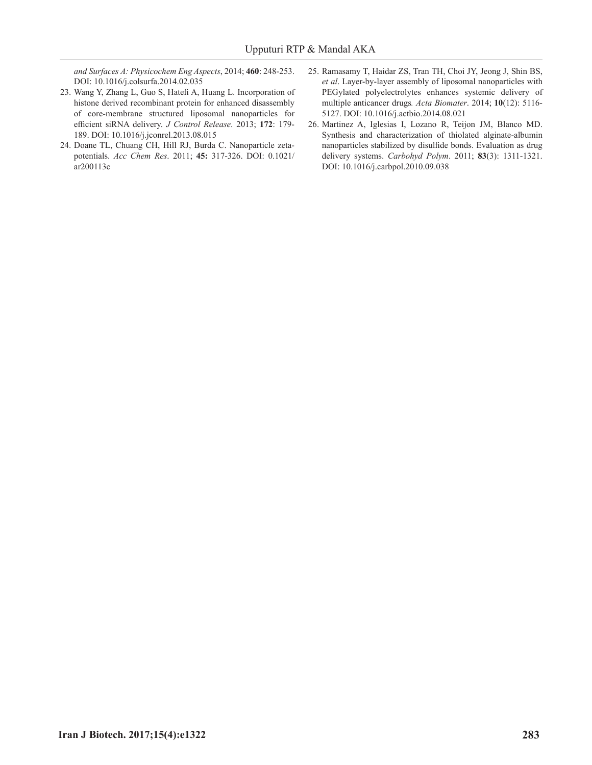*and Surfaces A: Physicochem Eng Aspects*, 2014; **460**: 248-253. DOI: 10.1016/j.colsurfa.2014.02.035

23. Wang Y, Zhang L, Guo S, Hatefi A, Huang L. Incorporation of histone derived recombinant protein for enhanced disassembly of core-membrane structured liposomal nanoparticles for efficient siRNA delivery. *J Control Release*. 2013; **172**: 179-189. DOI: 10.1016/j.jconrel.2013.08.015
24. Doane TL, Chuang CH, Hill RJ, Burda C. Nanoparticle zeta-potentials. *Acc Chem Res*. 2011; **45:** 317-326. DOI: 0.1021/ar200113c
25. Ramasamy T, Haidar ZS, Tran TH, Choi JY, Jeong J, Shin BS, *et al*. Layer-by-layer assembly of liposomal nanoparticles with PEGylated polyelectrolytes enhances systemic delivery of multiple anticancer drugs. *Acta Biomater*. 2014; **10**(12): 5116-5127. DOI: 10.1016/j.actbio.2014.08.021
26. Martinez A, Iglesias I, Lozano R, Teijon JM, Blanco MD. Synthesis and characterization of thiolated alginate-albumin nanoparticles stabilized by disulfide bonds. Evaluation as drug delivery systems. *Carbohyd Polym*. 2011; **83**(3): 1311-1321. DOI: 10.1016/j.carbpol.2010.09.038